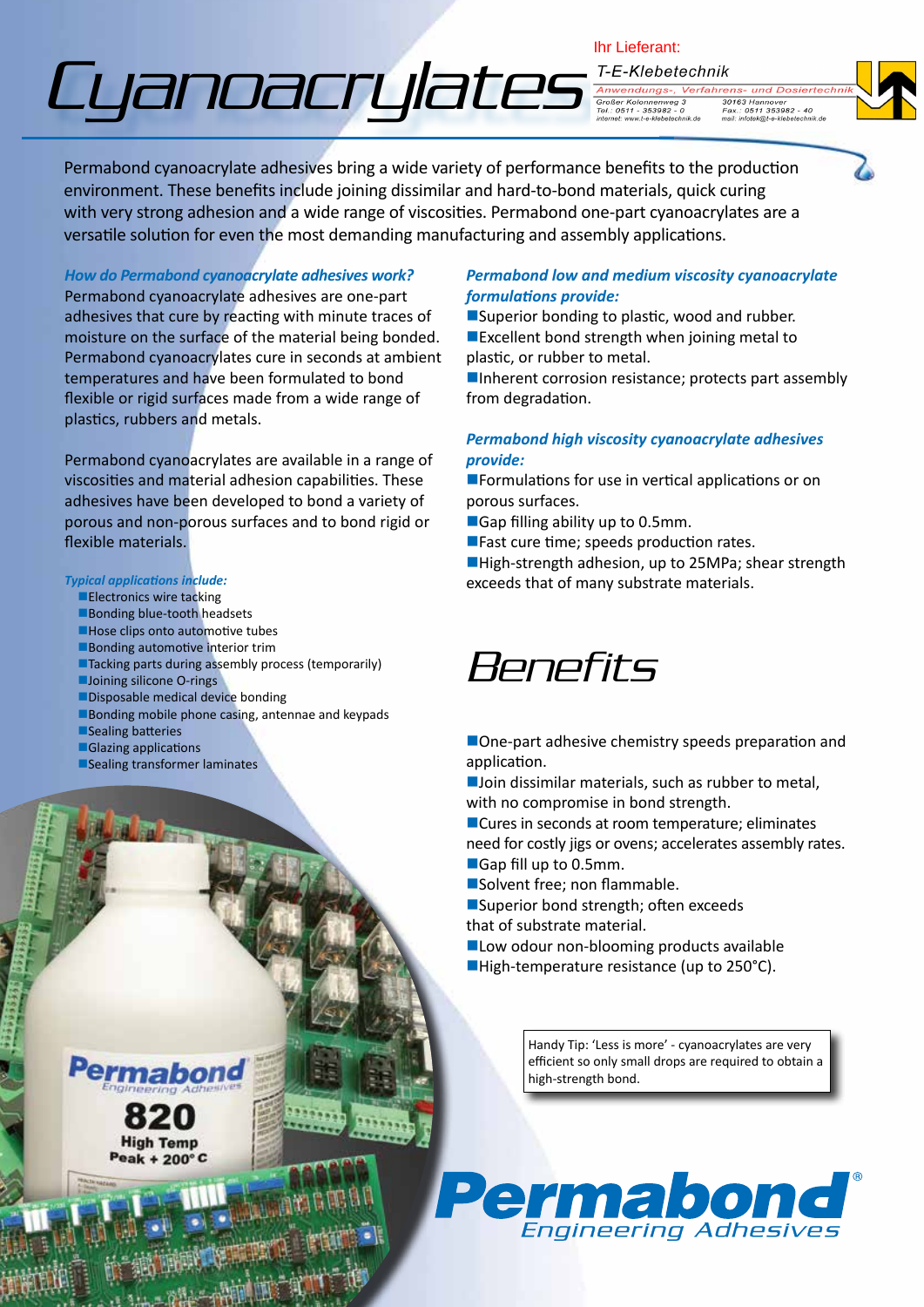# Cyanoacrylates

Ihr Lieferant:
T-E-Klebetechnik
Anwendungs-, Verfahrens- und Dosiertechnik
Großer Kolonnenweg 3
Tel.: 0511 - 353982 - 0
internet: www.t-e-klebetechnik.de
30163 Hannover
Fax.: 0511 353982 - 40
mail: infotek@t-e-klebetechnik.de

Permabond cyanoacrylate adhesives bring a wide variety of performance benefits to the production environment. These benefits include joining dissimilar and hard-to-bond materials, quick curing with very strong adhesion and a wide range of viscosities. Permabond one-part cyanoacrylates are a versatile solution for even the most demanding manufacturing and assembly applications.

### *How do Permabond cyanoacrylate adhesives work?*

Permabond cyanoacrylate adhesives are one-part adhesives that cure by reacting with minute traces of moisture on the surface of the material being bonded. Permabond cyanoacrylates cure in seconds at ambient temperatures and have been formulated to bond flexible or rigid surfaces made from a wide range of plastics, rubbers and metals.

Permabond cyanoacrylates are available in a range of viscosities and material adhesion capabilities. These adhesives have been developed to bond a variety of porous and non-porous surfaces and to bond rigid or flexible materials.

*Typical applications include:*

- Electronics wire tacking
- Bonding blue-tooth headsets
- Hose clips onto automotive tubes
- Bonding automotive interior trim
- Tacking parts during assembly process (temporarily)
- Joining silicone O-rings
- Disposable medical device bonding
- Bonding mobile phone casing, antennae and keypads
- Sealing batteries
- Glazing applications
- Sealing transformer laminates

### *Permabond low and medium viscosity cyanoacrylate formulations provide:*

- Superior bonding to plastic, wood and rubber.
- Excellent bond strength when joining metal to plastic, or rubber to metal.
- Inherent corrosion resistance; protects part assembly from degradation.

### *Permabond high viscosity cyanoacrylate adhesives provide:*

- Formulations for use in vertical applications or on porous surfaces.
- Gap filling ability up to 0.5mm.
- Fast cure time; speeds production rates.
- High-strength adhesion, up to 25MPa; shear strength exceeds that of many substrate materials.

## Benefits

- One-part adhesive chemistry speeds preparation and application.
- Join dissimilar materials, such as rubber to metal, with no compromise in bond strength.
- Cures in seconds at room temperature; eliminates need for costly jigs or ovens; accelerates assembly rates.
- Gap fill up to 0.5mm.
- Solvent free; non flammable.
- Superior bond strength; often exceeds that of substrate material.
- Low odour non-blooming products available
- High-temperature resistance (up to 250°C).

Handy Tip: 'Less is more' - cyanoacrylates are very efficient so only small drops are required to obtain a high-strength bond.

Permabond® Engineering Adhesives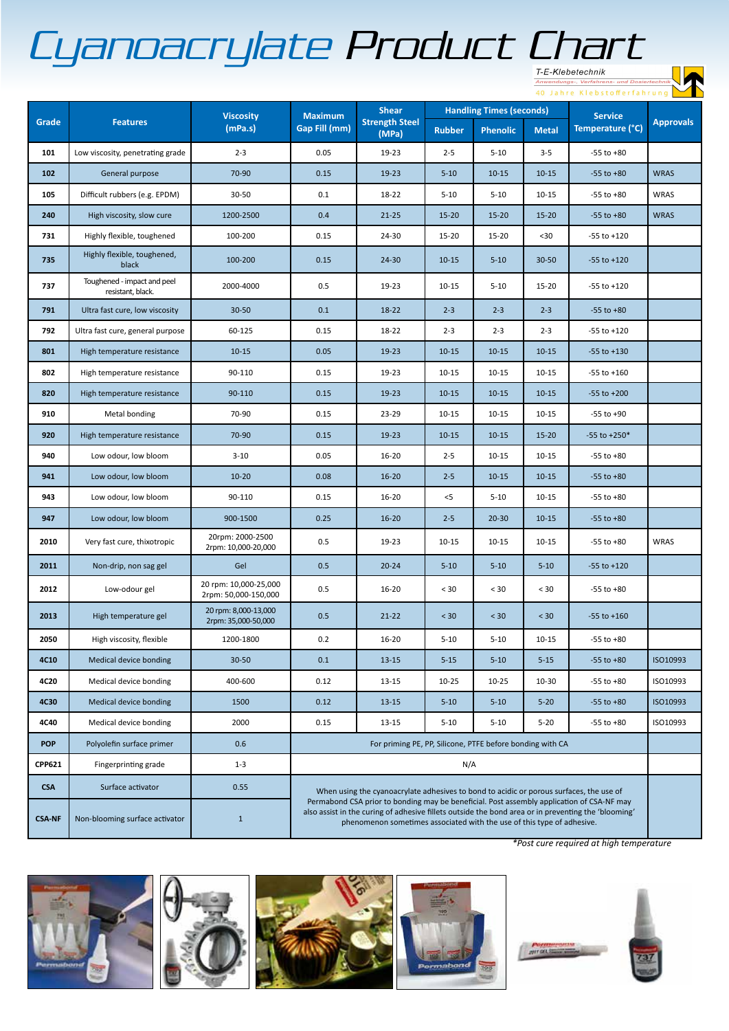# Cyanoacrylate Product Chart

T-E-Klebetechnik
Anwendungs-, Verfahrens- und Dosiertechnik
40 Jahre Klebstofferfahrung

| Grade | Features | Viscosity (mPa.s) | Maximum Gap Fill (mm) | Shear Strength Steel (MPa) | Handling Times (seconds) | | | Service Temperature (°C) | Approvals |
|---|---|---|---|---|---|---|---|---|---|
| | | | | | Rubber | Phenolic | Metal | | |
| 101 | Low viscosity, penetrating grade | 2-3 | 0.05 | 19-23 | 2-5 | 5-10 | 3-5 | -55 to +80 | |
| 102 | General purpose | 70-90 | 0.15 | 19-23 | 5-10 | 10-15 | 10-15 | -55 to +80 | WRAS |
| 105 | Difficult rubbers (e.g. EPDM) | 30-50 | 0.1 | 18-22 | 5-10 | 5-10 | 10-15 | -55 to +80 | WRAS |
| 240 | High viscosity, slow cure | 1200-2500 | 0.4 | 21-25 | 15-20 | 15-20 | 15-20 | -55 to +80 | WRAS |
| 731 | Highly flexible, toughened | 100-200 | 0.15 | 24-30 | 15-20 | 15-20 | <30 | -55 to +120 | |
| 735 | Highly flexible, toughened, black | 100-200 | 0.15 | 24-30 | 10-15 | 5-10 | 30-50 | -55 to +120 | |
| 737 | Toughened - impact and peel resistant, black. | 2000-4000 | 0.5 | 19-23 | 10-15 | 5-10 | 15-20 | -55 to +120 | |
| 791 | Ultra fast cure, low viscosity | 30-50 | 0.1 | 18-22 | 2-3 | 2-3 | 2-3 | -55 to +80 | |
| 792 | Ultra fast cure, general purpose | 60-125 | 0.15 | 18-22 | 2-3 | 2-3 | 2-3 | -55 to +120 | |
| 801 | High temperature resistance | 10-15 | 0.05 | 19-23 | 10-15 | 10-15 | 10-15 | -55 to +130 | |
| 802 | High temperature resistance | 90-110 | 0.15 | 19-23 | 10-15 | 10-15 | 10-15 | -55 to +160 | |
| 820 | High temperature resistance | 90-110 | 0.15 | 19-23 | 10-15 | 10-15 | 10-15 | -55 to +200 | |
| 910 | Metal bonding | 70-90 | 0.15 | 23-29 | 10-15 | 10-15 | 10-15 | -55 to +90 | |
| 920 | High temperature resistance | 70-90 | 0.15 | 19-23 | 10-15 | 10-15 | 15-20 | -55 to +250* | |
| 940 | Low odour, low bloom | 3-10 | 0.05 | 16-20 | 2-5 | 10-15 | 10-15 | -55 to +80 | |
| 941 | Low odour, low bloom | 10-20 | 0.08 | 16-20 | 2-5 | 10-15 | 10-15 | -55 to +80 | |
| 943 | Low odour, low bloom | 90-110 | 0.15 | 16-20 | <5 | 5-10 | 10-15 | -55 to +80 | |
| 947 | Low odour, low bloom | 900-1500 | 0.25 | 16-20 | 2-5 | 20-30 | 10-15 | -55 to +80 | |
| 2010 | Very fast cure, thixotropic | 20rpm: 2000-2500 2rpm: 10,000-20,000 | 0.5 | 19-23 | 10-15 | 10-15 | 10-15 | -55 to +80 | WRAS |
| 2011 | Non-drip, non sag gel | Gel | 0.5 | 20-24 | 5-10 | 5-10 | 5-10 | -55 to +120 | |
| 2012 | Low-odour gel | 20 rpm: 10,000-25,000 2rpm: 50,000-150,000 | 0.5 | 16-20 | < 30 | < 30 | < 30 | -55 to +80 | |
| 2013 | High temperature gel | 20 rpm: 8,000-13,000 2rpm: 35,000-50,000 | 0.5 | 21-22 | < 30 | < 30 | < 30 | -55 to +160 | |
| 2050 | High viscosity, flexible | 1200-1800 | 0.2 | 16-20 | 5-10 | 5-10 | 10-15 | -55 to +80 | |
| 4C10 | Medical device bonding | 30-50 | 0.1 | 13-15 | 5-15 | 5-10 | 5-15 | -55 to +80 | ISO10993 |
| 4C20 | Medical device bonding | 400-600 | 0.12 | 13-15 | 10-25 | 10-25 | 10-30 | -55 to +80 | ISO10993 |
| 4C30 | Medical device bonding | 1500 | 0.12 | 13-15 | 5-10 | 5-10 | 5-20 | -55 to +80 | ISO10993 |
| 4C40 | Medical device bonding | 2000 | 0.15 | 13-15 | 5-10 | 5-10 | 5-20 | -55 to +80 | ISO10993 |
| POP | Polyolefin surface primer | 0.6 | For priming PE, PP, Silicone, PTFE before bonding with CA | | | | | | |
| CPP621 | Fingerprinting grade | 1-3 | N/A | | | | | | |
| CSA | Surface activator | 0.55 | When using the cyanoacrylate adhesives to bond to acidic or porous surfaces, the use of Permabond CSA prior to bonding may be beneficial. Post assembly application of CSA-NF may also assist in the curing of adhesive fillets outside the bond area or in preventing the 'blooming' phenomenon sometimes associated with the use of this type of adhesive. | | | | | | |
| CSA-NF | Non-blooming surface activator | 1 | | | | | | | |

*Post cure required at high temperature